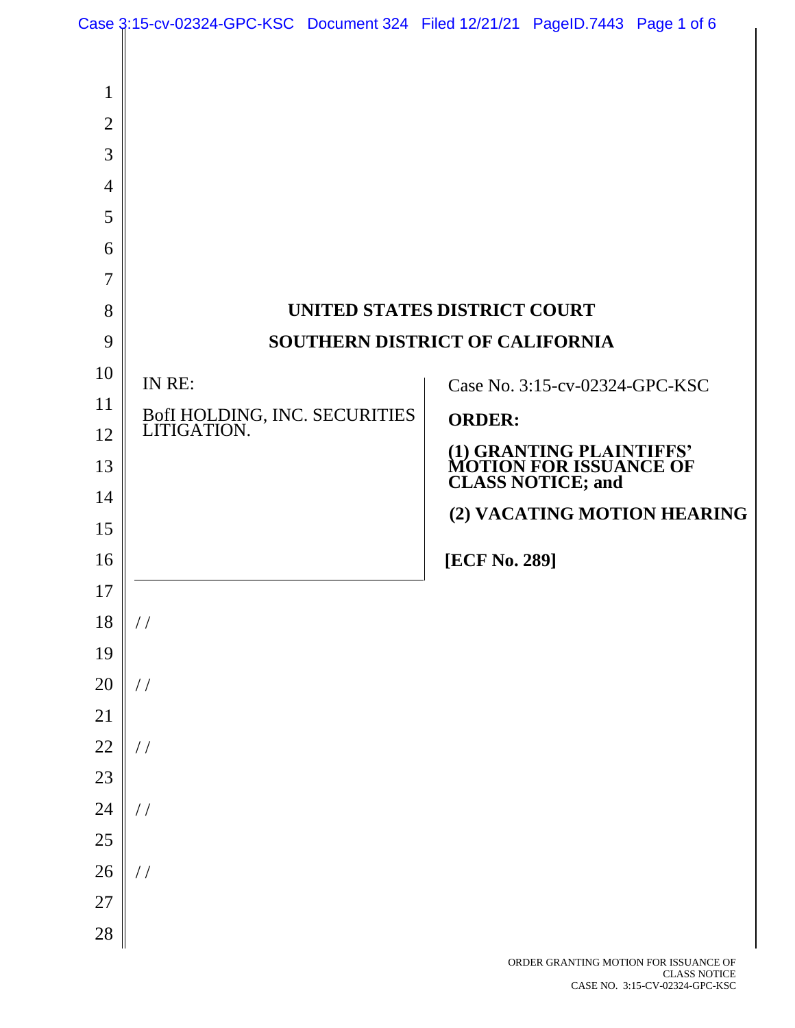UNITED STATES DISTRICT COURT

SOUTHERN DISTRICT OF CALIFORNIA

IN RE:

BofI HOLDING, INC. SECURITIES LITIGATION.

Case No. 3:15-cv-02324-GPC-KSC

**ORDER:**

**(1) GRANTING PLAINTIFFS' MOTION FOR ISSUANCE OF CLASS NOTICE; and**

**(2) VACATING MOTION HEARING**

**[ECF No. 289]**

/ /

/ /

/ /

/ /

/ /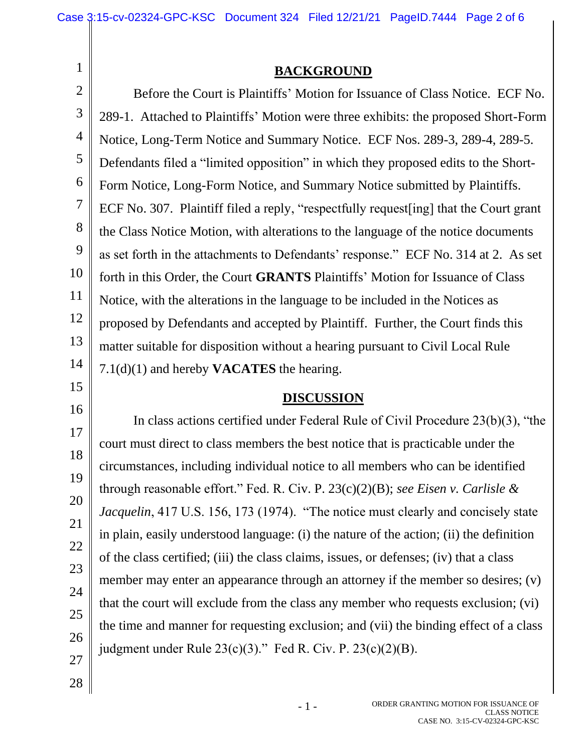## BACKGROUND

Before the Court is Plaintiffs' Motion for Issuance of Class Notice. ECF No. 289-1. Attached to Plaintiffs' Motion were three exhibits: the proposed Short-Form Notice, Long-Term Notice and Summary Notice. ECF Nos. 289-3, 289-4, 289-5. Defendants filed a "limited opposition" in which they proposed edits to the Short-Form Notice, Long-Form Notice, and Summary Notice submitted by Plaintiffs. ECF No. 307. Plaintiff filed a reply, "respectfully request[ing] that the Court grant the Class Notice Motion, with alterations to the language of the notice documents as set forth in the attachments to Defendants' response." ECF No. 314 at 2. As set forth in this Order, the Court **GRANTS** Plaintiffs' Motion for Issuance of Class Notice, with the alterations in the language to be included in the Notices as proposed by Defendants and accepted by Plaintiff. Further, the Court finds this matter suitable for disposition without a hearing pursuant to Civil Local Rule 7.1(d)(1) and hereby **VACATES** the hearing.

## DISCUSSION

In class actions certified under Federal Rule of Civil Procedure 23(b)(3), "the court must direct to class members the best notice that is practicable under the circumstances, including individual notice to all members who can be identified through reasonable effort." Fed. R. Civ. P. 23(c)(2)(B); *see Eisen v. Carlisle & Jacquelin*, 417 U.S. 156, 173 (1974). "The notice must clearly and concisely state in plain, easily understood language: (i) the nature of the action; (ii) the definition of the class certified; (iii) the class claims, issues, or defenses; (iv) that a class member may enter an appearance through an attorney if the member so desires; (v) that the court will exclude from the class any member who requests exclusion; (vi) the time and manner for requesting exclusion; and (vii) the binding effect of a class judgment under Rule 23(c)(3)." Fed R. Civ. P. 23(c)(2)(B).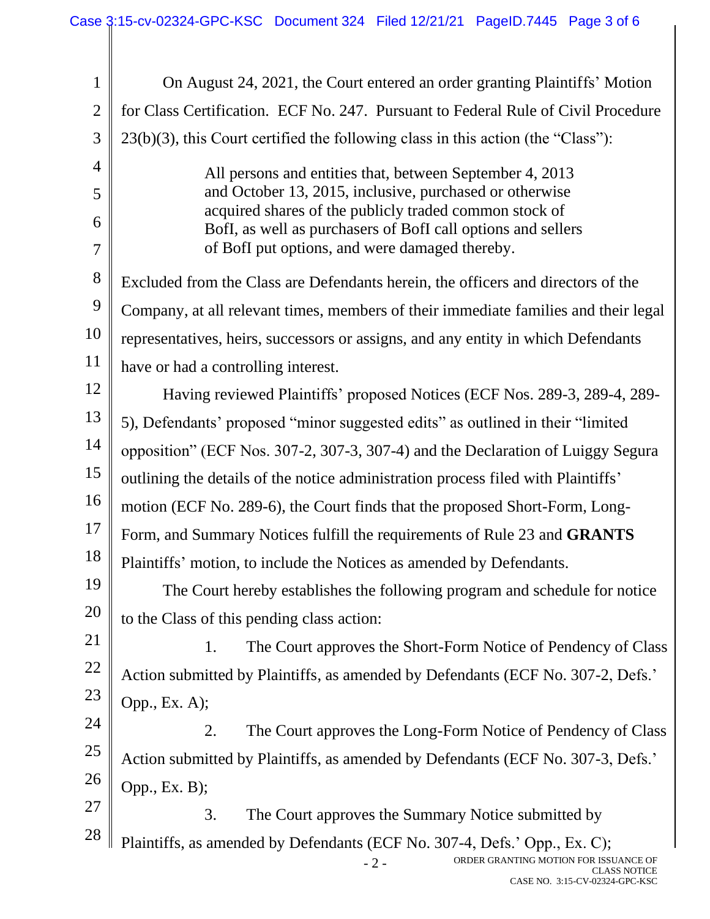On August 24, 2021, the Court entered an order granting Plaintiffs' Motion for Class Certification. ECF No. 247. Pursuant to Federal Rule of Civil Procedure 23(b)(3), this Court certified the following class in this action (the "Class"):

> All persons and entities that, between September 4, 2013 and October 13, 2015, inclusive, purchased or otherwise acquired shares of the publicly traded common stock of BofI, as well as purchasers of BofI call options and sellers of BofI put options, and were damaged thereby.

Excluded from the Class are Defendants herein, the officers and directors of the Company, at all relevant times, members of their immediate families and their legal representatives, heirs, successors or assigns, and any entity in which Defendants have or had a controlling interest.

Having reviewed Plaintiffs' proposed Notices (ECF Nos. 289-3, 289-4, 289-5), Defendants' proposed "minor suggested edits" as outlined in their "limited opposition" (ECF Nos. 307-2, 307-3, 307-4) and the Declaration of Luiggy Segura outlining the details of the notice administration process filed with Plaintiffs' motion (ECF No. 289-6), the Court finds that the proposed Short-Form, Long-Form, and Summary Notices fulfill the requirements of Rule 23 and **GRANTS** Plaintiffs' motion, to include the Notices as amended by Defendants.

The Court hereby establishes the following program and schedule for notice to the Class of this pending class action:

1. The Court approves the Short-Form Notice of Pendency of Class Action submitted by Plaintiffs, as amended by Defendants (ECF No. 307-2, Defs.' Opp., Ex. A);

2. The Court approves the Long-Form Notice of Pendency of Class Action submitted by Plaintiffs, as amended by Defendants (ECF No. 307-3, Defs.' Opp., Ex. B);

3. The Court approves the Summary Notice submitted by Plaintiffs, as amended by Defendants (ECF No. 307-4, Defs.' Opp., Ex. C);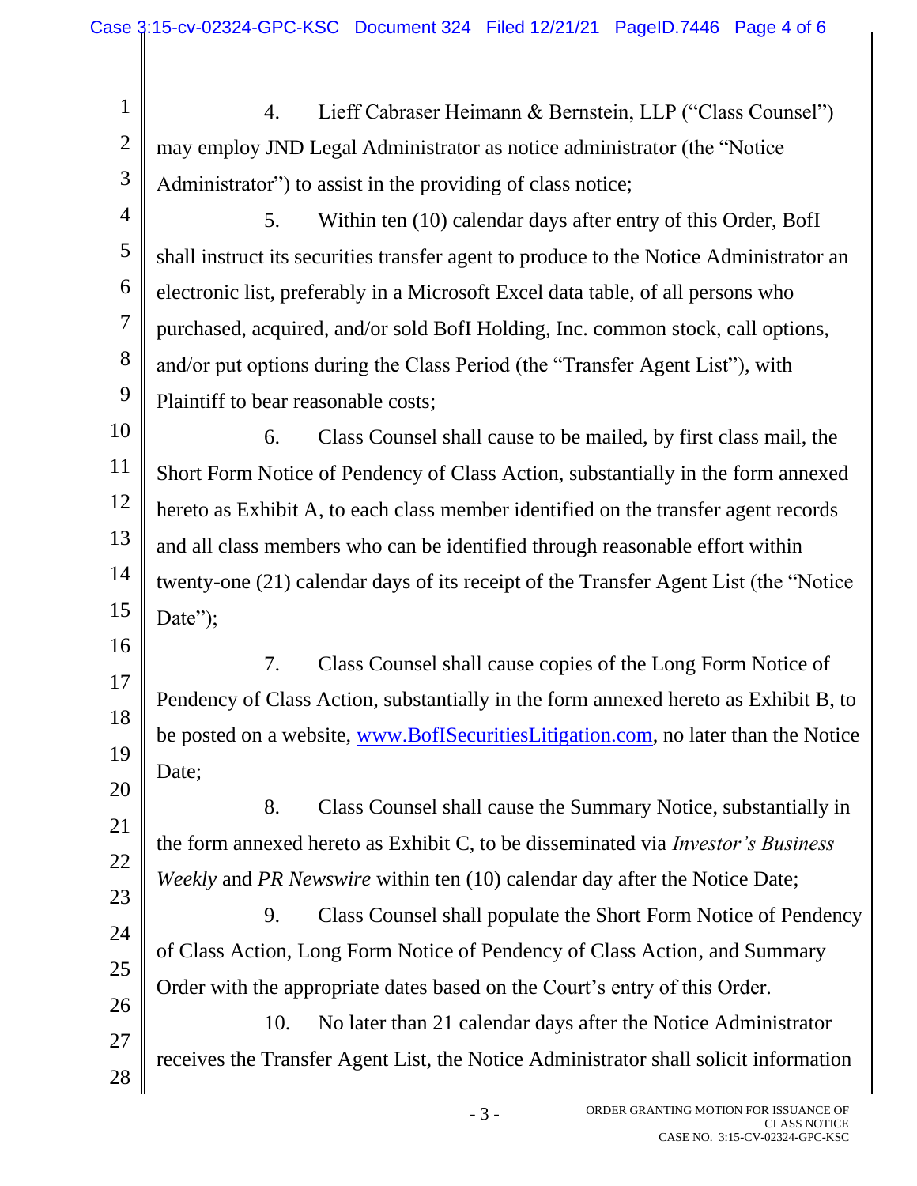4. Lieff Cabraser Heimann & Bernstein, LLP ("Class Counsel") may employ JND Legal Administrator as notice administrator (the "Notice Administrator") to assist in the providing of class notice;

5. Within ten (10) calendar days after entry of this Order, BofI shall instruct its securities transfer agent to produce to the Notice Administrator an electronic list, preferably in a Microsoft Excel data table, of all persons who purchased, acquired, and/or sold BofI Holding, Inc. common stock, call options, and/or put options during the Class Period (the "Transfer Agent List"), with Plaintiff to bear reasonable costs;

6. Class Counsel shall cause to be mailed, by first class mail, the Short Form Notice of Pendency of Class Action, substantially in the form annexed hereto as Exhibit A, to each class member identified on the transfer agent records and all class members who can be identified through reasonable effort within twenty-one (21) calendar days of its receipt of the Transfer Agent List (the "Notice Date");

7. Class Counsel shall cause copies of the Long Form Notice of Pendency of Class Action, substantially in the form annexed hereto as Exhibit B, to be posted on a website, www.BofISecuritiesLitigation.com, no later than the Notice Date;

8. Class Counsel shall cause the Summary Notice, substantially in the form annexed hereto as Exhibit C, to be disseminated via *Investor's Business Weekly* and *PR Newswire* within ten (10) calendar day after the Notice Date;

9. Class Counsel shall populate the Short Form Notice of Pendency of Class Action, Long Form Notice of Pendency of Class Action, and Summary Order with the appropriate dates based on the Court's entry of this Order.

10. No later than 21 calendar days after the Notice Administrator receives the Transfer Agent List, the Notice Administrator shall solicit information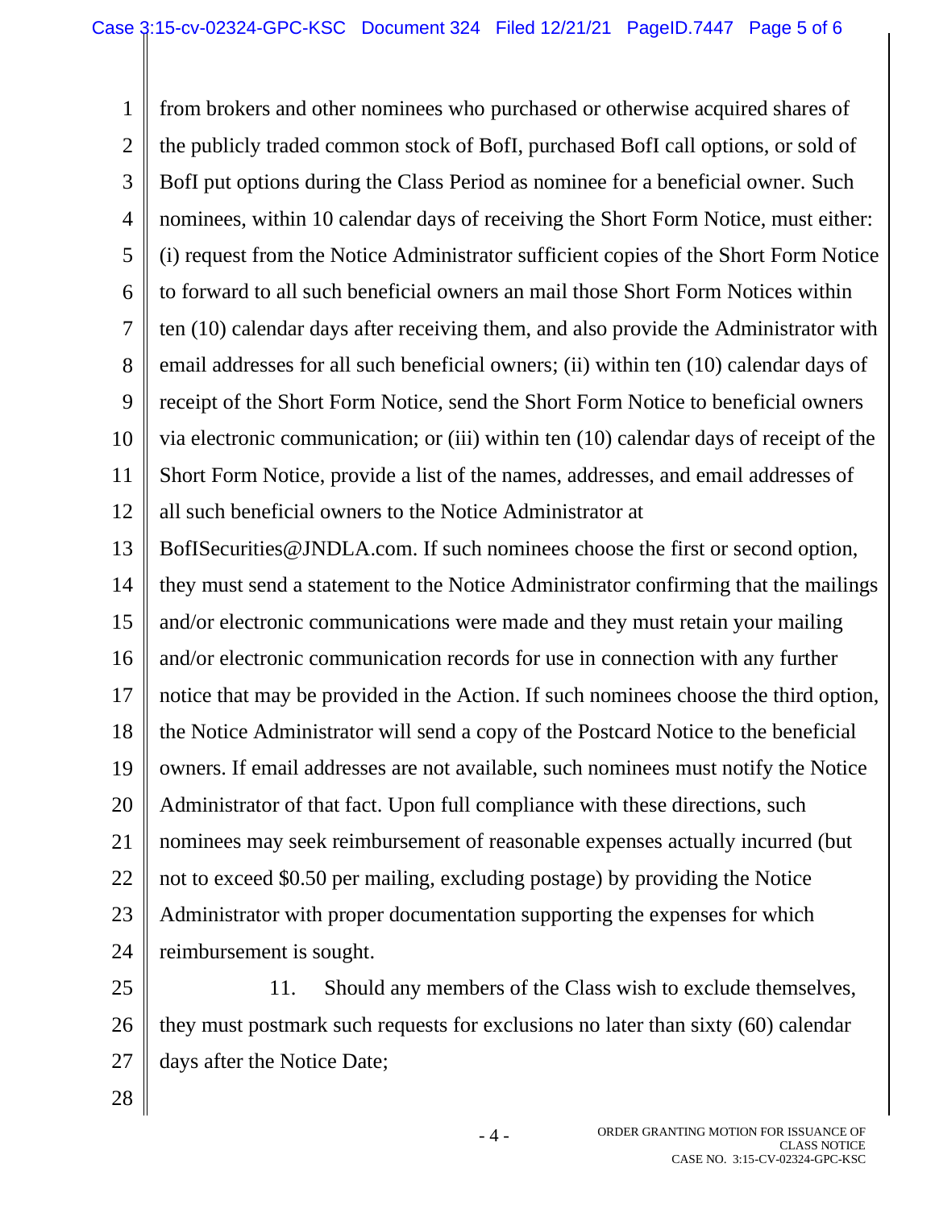from brokers and other nominees who purchased or otherwise acquired shares of the publicly traded common stock of BofI, purchased BofI call options, or sold of BofI put options during the Class Period as nominee for a beneficial owner. Such nominees, within 10 calendar days of receiving the Short Form Notice, must either: (i) request from the Notice Administrator sufficient copies of the Short Form Notice to forward to all such beneficial owners an mail those Short Form Notices within ten (10) calendar days after receiving them, and also provide the Administrator with email addresses for all such beneficial owners; (ii) within ten (10) calendar days of receipt of the Short Form Notice, send the Short Form Notice to beneficial owners via electronic communication; or (iii) within ten (10) calendar days of receipt of the Short Form Notice, provide a list of the names, addresses, and email addresses of all such beneficial owners to the Notice Administrator at BofISecurities@JNDLA.com. If such nominees choose the first or second option, they must send a statement to the Notice Administrator confirming that the mailings and/or electronic communications were made and they must retain your mailing and/or electronic communication records for use in connection with any further notice that may be provided in the Action. If such nominees choose the third option, the Notice Administrator will send a copy of the Postcard Notice to the beneficial owners. If email addresses are not available, such nominees must notify the Notice Administrator of that fact. Upon full compliance with these directions, such nominees may seek reimbursement of reasonable expenses actually incurred (but not to exceed $0.50 per mailing, excluding postage) by providing the Notice Administrator with proper documentation supporting the expenses for which reimbursement is sought.

11. Should any members of the Class wish to exclude themselves, they must postmark such requests for exclusions no later than sixty (60) calendar days after the Notice Date;

ORDER GRANTING MOTION FOR ISSUANCE OF CLASS NOTICE
CASE NO. 3:15-CV-02324-GPC-KSC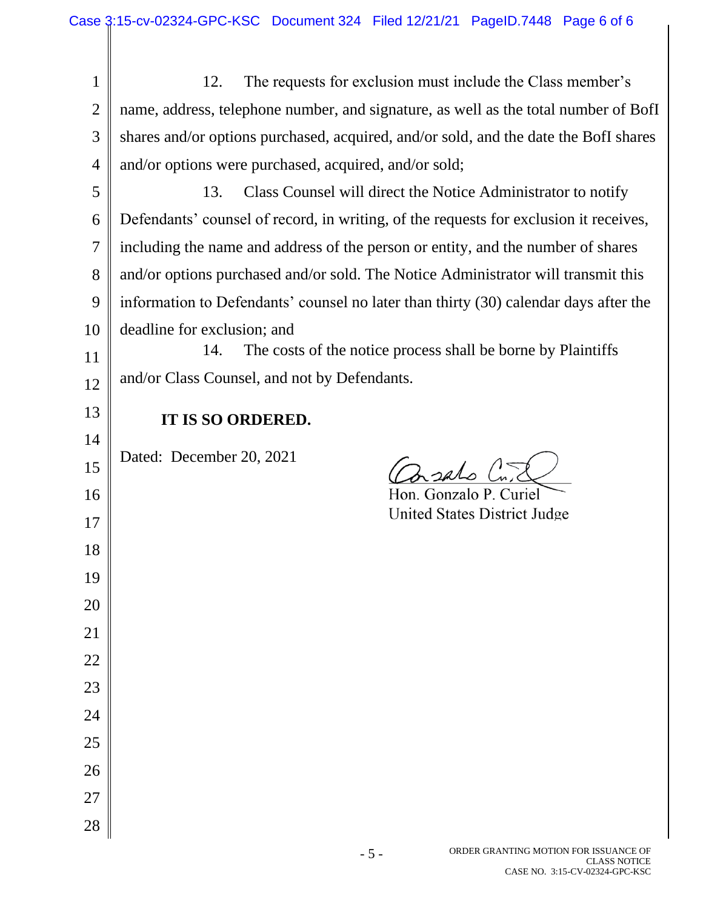12. The requests for exclusion must include the Class member's name, address, telephone number, and signature, as well as the total number of BofI shares and/or options purchased, acquired, and/or sold, and the date the BofI shares and/or options were purchased, acquired, and/or sold;

13. Class Counsel will direct the Notice Administrator to notify Defendants' counsel of record, in writing, of the requests for exclusion it receives, including the name and address of the person or entity, and the number of shares and/or options purchased and/or sold. The Notice Administrator will transmit this information to Defendants' counsel no later than thirty (30) calendar days after the deadline for exclusion; and

14. The costs of the notice process shall be borne by Plaintiffs and/or Class Counsel, and not by Defendants.

**IT IS SO ORDERED.**

Dated: December 20, 2021

Hon. Gonzalo P. Curiel
United States District Judge

ORDER GRANTING MOTION FOR ISSUANCE OF CLASS NOTICE
CASE NO. 3:15-CV-02324-GPC-KSC